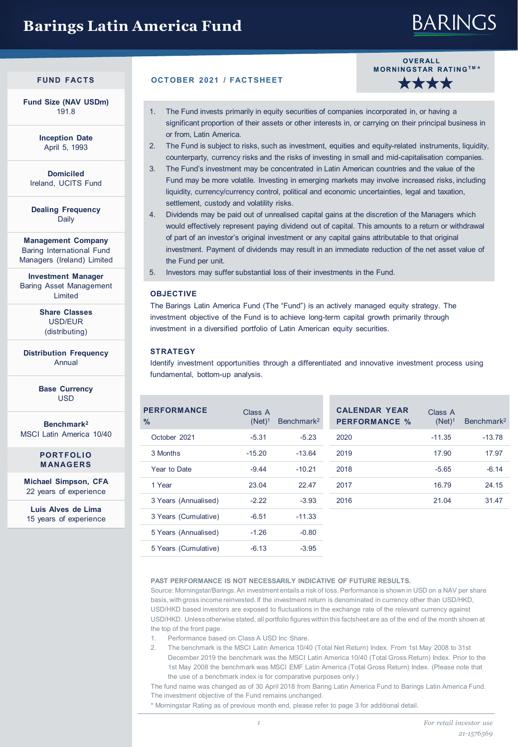# Barings Latin America Fund

## FUND FACTS

**Fund Size (NAV USDm)**
191.8

**Inception Date**
April 5, 1993

**Domiciled**
Ireland, UCITS Fund

**Dealing Frequency**
Daily

**Management Company**
Baring International Fund Managers (Ireland) Limited

**Investment Manager**
Baring Asset Management Limited

**Share Classes**
USD/EUR (distributing)

**Distribution Frequency**
Annual

**Base Currency**
USD

**Benchmark[2]**
MSCI Latin America 10/40

## PORTFOLIO MANAGERS

**Michael Simpson, CFA**
22 years of experience

**Luis Alves de Lima**
15 years of experience

**OCTOBER 2021 / FACTSHEET**

**OVERALL MORNINGSTAR RATING™ ***
★★★★

1. The Fund invests primarily in equity securities of companies incorporated in, or having a significant proportion of their assets or other interests in, or carrying on their principal business in or from, Latin America.
2. The Fund is subject to risks, such as investment, equities and equity-related instruments, liquidity, counterparty, currency risks and the risks of investing in small and mid-capitalisation companies.
3. The Fund's investment may be concentrated in Latin American countries and the value of the Fund may be more volatile. Investing in emerging markets may involve increased risks, including liquidity, currency/currency control, political and economic uncertainties, legal and taxation, settlement, custody and volatility risks.
4. Dividends may be paid out of unrealised capital gains at the discretion of the Managers which would effectively represent paying dividend out of capital. This amounts to a return or withdrawal of part of an investor's original investment or any capital gains attributable to that original investment. Payment of dividends may result in an immediate reduction of the net asset value of the Fund per unit.
5. Investors may suffer substantial loss of their investments in the Fund.

### OBJECTIVE

The Barings Latin America Fund (The "Fund") is an actively managed equity strategy. The investment objective of the Fund is to achieve long-term capital growth primarily through investment in a diversified portfolio of Latin American equity securities.

### STRATEGY

Identify investment opportunities through a differentiated and innovative investment process using fundamental, bottom-up analysis.

| PERFORMANCE % | Class A (Net)[1] | Benchmark[2] |
|---|---|---|
| October 2021 | -5.31 | -5.23 |
| 3 Months | -15.20 | -13.64 |
| Year to Date | -9.44 | -10.21 |
| 1 Year | 23.04 | 22.47 |
| 3 Years (Annualised) | -2.22 | -3.93 |
| 3 Years (Cumulative) | -6.51 | -11.33 |
| 5 Years (Annualised) | -1.26 | -0.80 |
| 5 Years (Cumulative) | -6.13 | -3.95 |

| CALENDAR YEAR PERFORMANCE % | Class A (Net)[1] | Benchmark[2] |
|---|---|---|
| 2020 | -11.35 | -13.78 |
| 2019 | 17.90 | 17.97 |
| 2018 | -5.65 | -6.14 |
| 2017 | 16.79 | 24.15 |
| 2016 | 21.04 | 31.47 |

**PAST PERFORMANCE IS NOT NECESSARILY INDICATIVE OF FUTURE RESULTS.**

Source: Morningstar/Barings. An investment entails a risk of loss. Performance is shown in USD on a NAV per share basis, with gross income reinvested. If the investment return is denominated in currency other than USD/HKD, USD/HKD based investors are exposed to fluctuations in the exchange rate of the relevant currency against USD/HKD. Unless otherwise stated, all portfolio figures within this factsheet are as of the end of the month shown at the top of the front page.

1. Performance based on Class A USD Inc Share.
2. The benchmark is the MSCI Latin America 10/40 (Total Net Return) Index. From 1st May 2008 to 31st December 2019 the benchmark was the MSCI Latin America 10/40 (Total Gross Return) Index. Prior to the 1st May 2008 the benchmark was MSCI EMF Latin America (Total Gross Return) Index. (Please note that the use of a benchmark index is for comparative purposes only.)

The fund name was changed as of 30 April 2018 from Baring Latin America Fund to Barings Latin America Fund. The investment objective of the Fund remains unchanged.

\* Morningstar Rating as of previous month end, please refer to page 3 for additional detail.

*For retail investor use*

*21-1576569*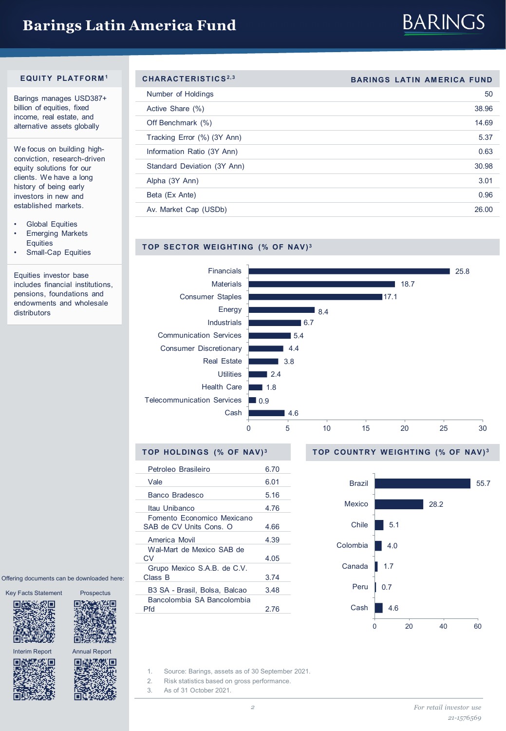## EQUITY PLATFORM[1]

Barings manages USD387+ billion of equities, fixed income, real estate, and alternative assets globally

We focus on building high-conviction, research-driven equity solutions for our clients. We have a long history of being early investors in new and established markets.

- Global Equities
- Emerging Markets Equities
- Small-Cap Equities

Equities investor base includes financial institutions, pensions, foundations and endowments and wholesale distributors

| CHARACTERISTICS[2,3] | BARINGS LATIN AMERICA FUND |
|---|---|
| Number of Holdings | 50 |
| Active Share (%) | 38.96 |
| Off Benchmark (%) | 14.69 |
| Tracking Error (%) (3Y Ann) | 5.37 |
| Information Ratio (3Y Ann) | 0.63 |
| Standard Deviation (3Y Ann) | 30.98 |
| Alpha (3Y Ann) | 3.01 |
| Beta (Ex Ante) | 0.96 |
| Av. Market Cap (USDb) | 26.00 |

## TOP SECTOR WEIGHTING (% OF NAV)[3]

| Sector | % of NAV |
|---|---|
| Financials | 25.8 |
| Materials | 18.7 |
| Consumer Staples | 17.1 |
| Energy | 8.4 |
| Industrials | 6.7 |
| Communication Services | 5.4 |
| Consumer Discretionary | 4.4 |
| Real Estate | 3.8 |
| Utilities | 2.4 |
| Health Care | 1.8 |
| Telecommunication Services | 0.9 |
| Cash | 4.6 |

## TOP HOLDINGS (% OF NAV)[3]

| Holding | % of NAV |
|---|---|
| Petroleo Brasileiro | 6.70 |
| Vale | 6.01 |
| Banco Bradesco | 5.16 |
| Itau Unibanco | 4.76 |
| Fomento Economico Mexicano SAB de CV Units Cons. O | 4.66 |
| America Movil | 4.39 |
| Wal-Mart de Mexico SAB de CV | 4.05 |
| Grupo Mexico S.A.B. de C.V. Class B | 3.74 |
| B3 SA - Brasil, Bolsa, Balcao | 3.48 |
| Bancolombia SA Bancolombia Pfd | 2.76 |

## TOP COUNTRY WEIGHTING (% OF NAV)[3]

| Country | % of NAV |
|---|---|
| Brazil | 55.7 |
| Mexico | 28.2 |
| Chile | 5.1 |
| Colombia | 4.0 |
| Canada | 1.7 |
| Peru | 0.7 |
| Cash | 4.6 |

Offering documents can be downloaded here:

Key Facts Statement | Prospectus | Interim Report | Annual Report

1. Source: Barings, assets as of 30 September 2021.
2. Risk statistics based on gross performance.
3. As of 31 October 2021.

*For retail investor use*

*21-1576569*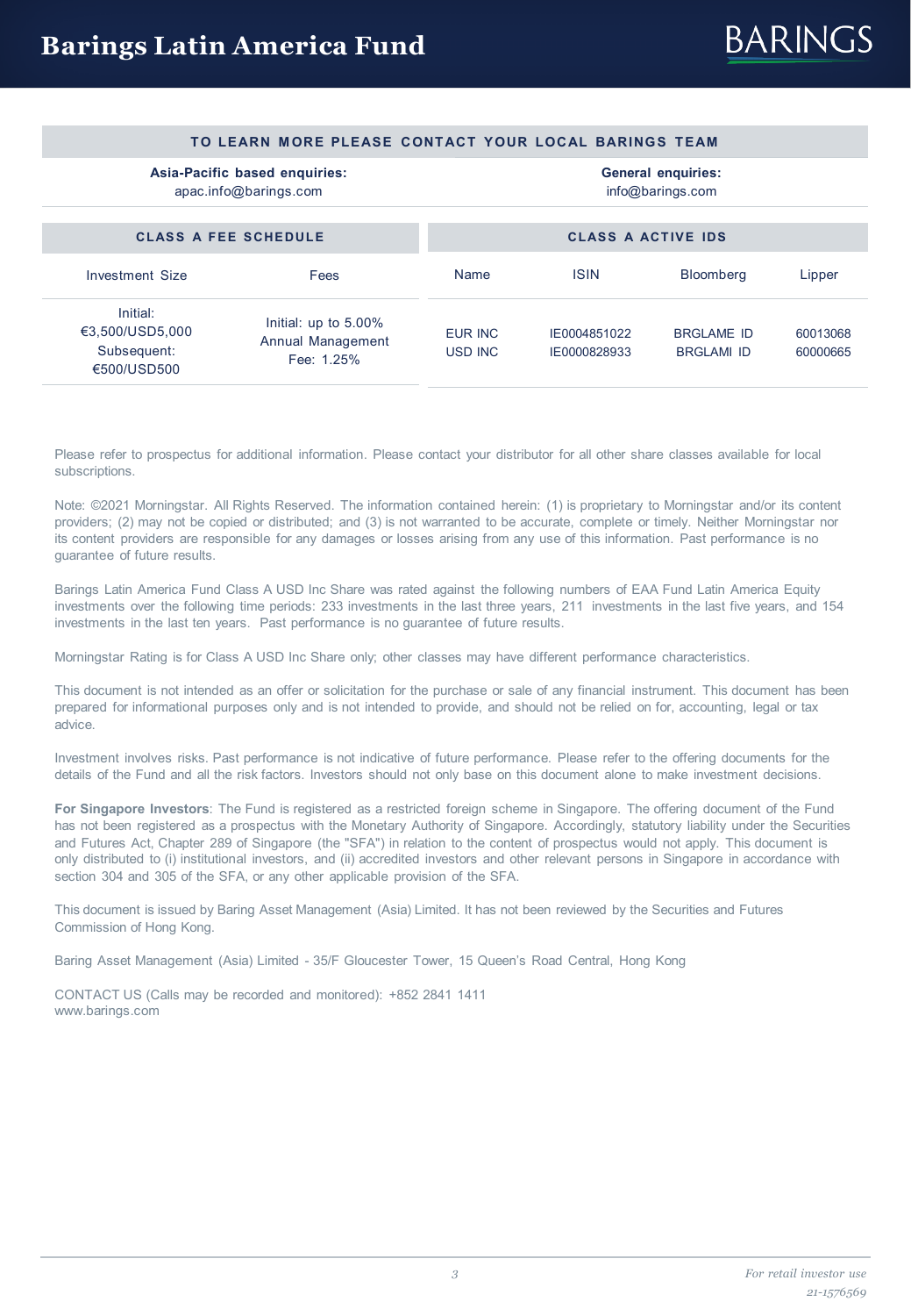# Barings Latin America Fund

## TO LEARN MORE PLEASE CONTACT YOUR LOCAL BARINGS TEAM

**Asia-Pacific based enquiries:**
apac.info@barings.com

**General enquiries:**
info@barings.com

### CLASS A FEE SCHEDULE

| Investment Size | Fees |
|---|---|
| Initial: €3,500/USD5,000 Subsequent: €500/USD500 | Initial: up to 5.00% Annual Management Fee: 1.25% |

### CLASS A ACTIVE IDS

| Name | ISIN | Bloomberg | Lipper |
|---|---|---|---|
| EUR INC | IE0004851022 | BRGLAME ID | 60013068 |
| USD INC | IE0000828933 | BRGLAMI ID | 60000665 |

Please refer to prospectus for additional information. Please contact your distributor for all other share classes available for local subscriptions.

Note: ©2021 Morningstar. All Rights Reserved. The information contained herein: (1) is proprietary to Morningstar and/or its content providers; (2) may not be copied or distributed; and (3) is not warranted to be accurate, complete or timely. Neither Morningstar nor its content providers are responsible for any damages or losses arising from any use of this information. Past performance is no guarantee of future results.

Barings Latin America Fund Class A USD Inc Share was rated against the following numbers of EAA Fund Latin America Equity investments over the following time periods: 233 investments in the last three years, 211 investments in the last five years, and 154 investments in the last ten years. Past performance is no guarantee of future results.

Morningstar Rating is for Class A USD Inc Share only; other classes may have different performance characteristics.

This document is not intended as an offer or solicitation for the purchase or sale of any financial instrument. This document has been prepared for informational purposes only and is not intended to provide, and should not be relied on for, accounting, legal or tax advice.

Investment involves risks. Past performance is not indicative of future performance. Please refer to the offering documents for the details of the Fund and all the risk factors. Investors should not only base on this document alone to make investment decisions.

**For Singapore Investors**: The Fund is registered as a restricted foreign scheme in Singapore. The offering document of the Fund has not been registered as a prospectus with the Monetary Authority of Singapore. Accordingly, statutory liability under the Securities and Futures Act, Chapter 289 of Singapore (the "SFA") in relation to the content of prospectus would not apply. This document is only distributed to (i) institutional investors, and (ii) accredited investors and other relevant persons in Singapore in accordance with section 304 and 305 of the SFA, or any other applicable provision of the SFA.

This document is issued by Baring Asset Management (Asia) Limited. It has not been reviewed by the Securities and Futures Commission of Hong Kong.

Baring Asset Management (Asia) Limited - 35/F Gloucester Tower, 15 Queen's Road Central, Hong Kong

CONTACT US (Calls may be recorded and monitored): +852 2841 1411
www.barings.com

*For retail investor use*
*21-1576569*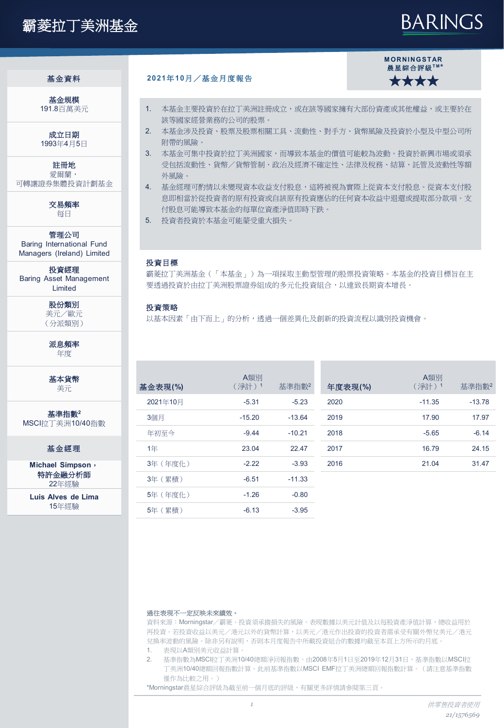# 霸菱拉丁美洲基金

BARINGS

## 基金資料

**基金規模**
191.8百萬美元

**成立日期**
1993年4月5日

**註冊地**
愛爾蘭，
可轉讓證券集體投資計劃基金

**交易頻率**
每日

**管理公司**
Baring International Fund Managers (Ireland) Limited

**投資經理**
Baring Asset Management Limited

**股份類別**
美元／歐元
（分派類別）

**派息頻率**
年度

**基本貨幣**
美元

**基準指數[2]**
MSCI拉丁美洲10/40指數

## 基金經理

**Michael Simpson，特許金融分析師**
22年經驗

**Luis Alves de Lima**
15年經驗

## 2021年10月／基金月度報告

**MORNINGSTAR 晨星綜合評級™***
★★★★

1. 本基金主要投資於在拉丁美洲註冊成立，或在該等國家擁有大部份資產或其他權益，或主要於在該等國家經營業務的公司的股票。
2. 本基金涉及投資、股票及股票相關工具、流動性、對手方、貨幣風險及投資於小型及中型公司所附帶的風險。
3. 本基金可集中投資於拉丁美洲國家，而導致本基金的價值可能較為波動。投資於新興市場或須承受包括流動性、貨幣／貨幣管制、政治及經濟不確定性、法律及稅務、結算、託管及波動性等額外風險。
4. 基金經理可酌情以未變現資本收益支付股息，這將被視為實際上從資本支付股息。從資本支付股息即相當於從投資者的原有投資或自該原有投資應佔的任何資本收益中退還或提取部分款項。支付股息可能導致本基金的每單位資產淨值即時下跌。
5. 投資者投資於本基金可能蒙受重大損失。

### 投資目標

霸菱拉丁美洲基金（「本基金」）為一項採取主動型管理的股票投資策略。本基金的投資目標旨在主要透過投資於由拉丁美洲股票證券組成的多元化投資組合，以達致長期資本增長。

### 投資策略

以基本因素「由下而上」的分析，透過一個差異化及創新的投資流程以識別投資機會。

| 基金表現(%) | A類別（淨計）[1] | 基準指數[2] |
|---|---|---|
| 2021年10月 | -5.31 | -5.23 |
| 3個月 | -15.20 | -13.64 |
| 年初至今 | -9.44 | -10.21 |
| 1年 | 23.04 | 22.47 |
| 3年（年度化） | -2.22 | -3.93 |
| 3年（累積） | -6.51 | -11.33 |
| 5年（年度化） | -1.26 | -0.80 |
| 5年（累積） | -6.13 | -3.95 |

| 年度表現(%) | A類別（淨計）[1] | 基準指數[2] |
|---|---|---|
| 2020 | -11.35 | -13.78 |
| 2019 | 17.90 | 17.97 |
| 2018 | -5.65 | -6.14 |
| 2017 | 16.79 | 24.15 |
| 2016 | 21.04 | 31.47 |

**過往表現不一定反映未來績效。**

資料來源：Morningstar／霸菱。投資須承擔損失的風險。表現數據以美元計值及以每股資產淨值計算，總收益用於再投資。若投資收益以美元／港元以外的貨幣計算，以美元／港元作出投資的投資者需承受有關外幣兌美元／港元兌換率波動的風險。除非另有說明，否則本月度報告中所載投資組合的數據均截至本頁上方所示的月底。

1. 表現以A類別美元收益計算。
2. 基準指數為MSCI拉丁美洲10/40總額淨回報指數。由2008年5月1日至2019年12月31日，基準指數以MSCI拉丁美洲10/40總額回報指數計算。此前基準指數以MSCI EMF拉丁美洲總額回報指數計算。（請注意基準指數僅作為比較之用。）

*Morningstar晨星綜合評級為截至前一個月底的評級，有關更多詳情請參閱第三頁。

供零售投資者使用
21/1576569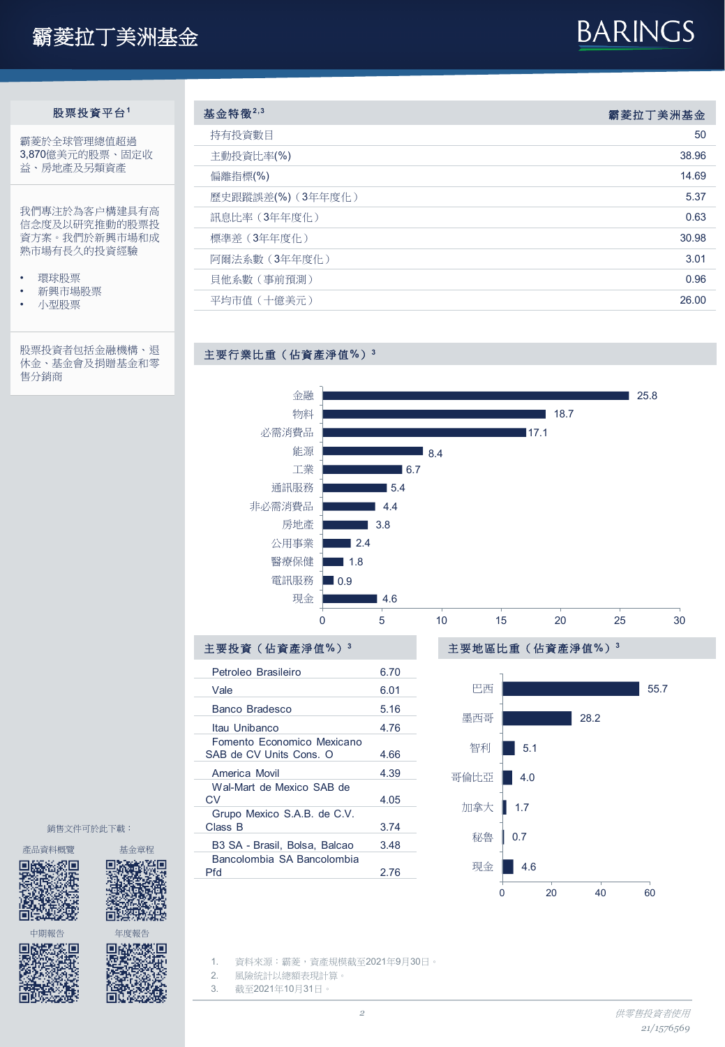# 霸菱拉丁美洲基金

## 股票投資平台[1]

霸菱於全球管理總值超過3,870億美元的股票、固定收益、房地產及另類資產

我們專注於為客户構建具有高信念度及以研究推動的股票投資方案。我們於新興市場和成熟市場有長久的投資經驗

- 環球股票
- 新興市場股票
- 小型股票

股票投資者包括金融機構、退休金、基金會及捐贈基金和零售分銷商

銷售文件可於此下載：

產品資料概覽　基金章程　中期報告　年度報告

## 基金特徵[2,3]

| 基金特徵 | 霸菱拉丁美洲基金 |
|---|---|
| 持有投資數目 | 50 |
| 主動投資比率(%) | 38.96 |
| 偏離指標(%) | 14.69 |
| 歷史跟蹤誤差(%)（3年年度化） | 5.37 |
| 訊息比率（3年年度化） | 0.63 |
| 標準差（3年年度化） | 30.98 |
| 阿爾法系數（3年年度化） | 3.01 |
| 貝他系數（事前預測） | 0.96 |
| 平均市值（十億美元） | 26.00 |

## 主要行業比重（佔資產淨值%）[3]

| 行業 | % |
|---|---|
| 金融 | 25.8 |
| 物料 | 18.7 |
| 必需消費品 | 17.1 |
| 能源 | 8.4 |
| 工業 | 6.7 |
| 通訊服務 | 5.4 |
| 非必需消費品 | 4.4 |
| 房地產 | 3.8 |
| 公用事業 | 2.4 |
| 醫療保健 | 1.8 |
| 電訊服務 | 0.9 |
| 現金 | 4.6 |

## 主要投資（佔資產淨值%）[3]

| 投資 | % |
|---|---|
| Petroleo Brasileiro | 6.70 |
| Vale | 6.01 |
| Banco Bradesco | 5.16 |
| Itau Unibanco | 4.76 |
| Fomento Economico Mexicano SAB de CV Units Cons. O | 4.66 |
| America Movil | 4.39 |
| Wal-Mart de Mexico SAB de CV | 4.05 |
| Grupo Mexico S.A.B. de C.V. Class B | 3.74 |
| B3 SA - Brasil, Bolsa, Balcao | 3.48 |
| Bancolombia SA Bancolombia Pfd | 2.76 |

## 主要地區比重（佔資產淨值%）[3]

| 地區 | % |
|---|---|
| 巴西 | 55.7 |
| 墨西哥 | 28.2 |
| 智利 | 5.1 |
| 哥倫比亞 | 4.0 |
| 加拿大 | 1.7 |
| 秘魯 | 0.7 |
| 現金 | 4.6 |

1. 資料來源：霸菱，資產規模截至2021年9月30日。
2. 風險統計以總額表現計算。
3. 截至2021年10月31日。

供零售投資者使用

21/1576569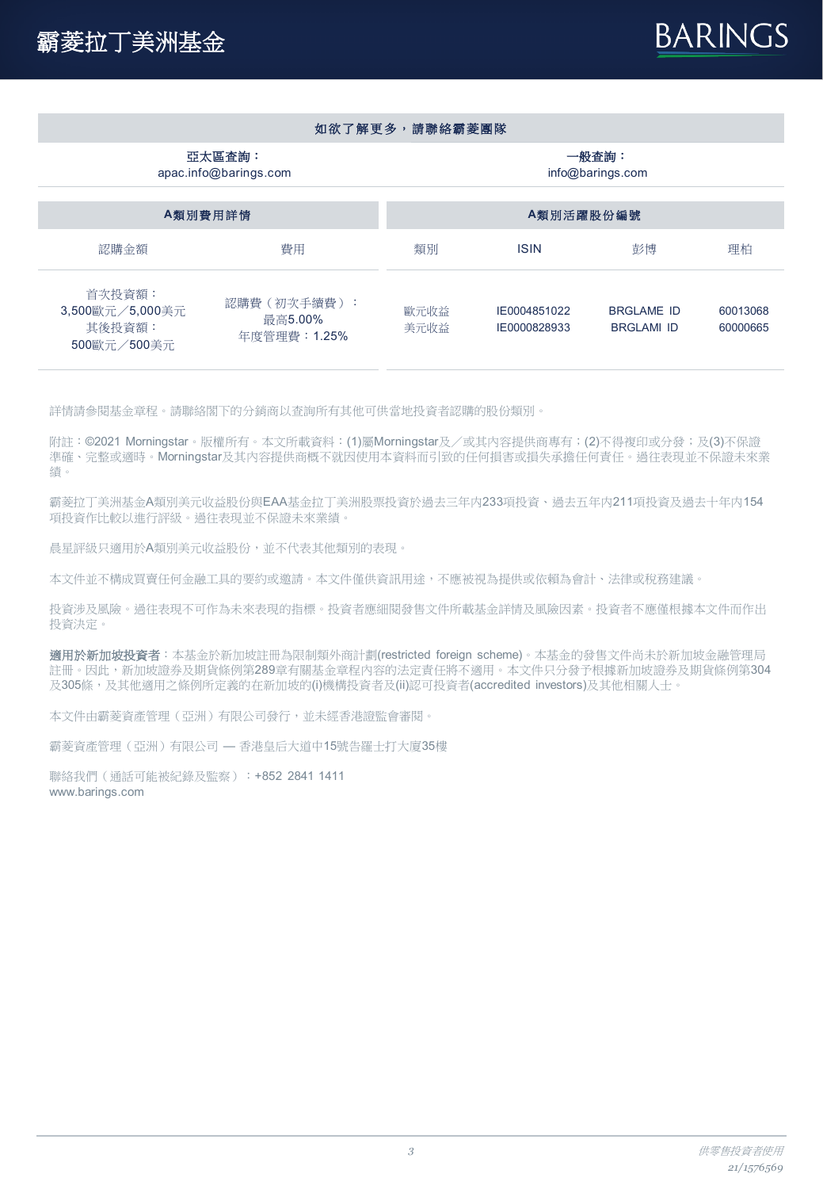# 霸菱拉丁美洲基金

## 如欲了解更多，請聯絡霸菱團隊

| 亞太區查詢： | 一般查詢： |
|---|---|
| apac.info@barings.com | info@barings.com |

| A類別費用詳情 | | A類別活躍股份編號 | | | |
|---|---|---|---|---|---|
| 認購金額 | 費用 | 類別 | ISIN | 彭博 | 理柏 |
| 首次投資額：<br>3,500歐元／5,000美元<br>其後投資額：<br>500歐元／500美元 | 認購費（初次手續費）：<br>最高5.00%<br>年度管理費：1.25% | 歐元收益<br>美元收益 | IE0004851022<br>IE0000828933 | BRGLAME ID<br>BRGLAMI ID | 60013068<br>60000665 |

詳情請參閱基金章程。請聯絡閣下的分銷商以查詢所有其他可供當地投資者認購的股份類別。

附註：©2021 Morningstar。版權所有。本文所載資料：(1)屬Morningstar及／或其內容提供商專有；(2)不得複印或分發；及(3)不保證準確、完整或適時。Morningstar及其內容提供商概不就因使用本資料而引致的任何損害或損失承擔任何責任。過往表現並不保證未來業績。

霸菱拉丁美洲基金A類別美元收益股份與EAA基金拉丁美洲股票投資於過去三年內233項投資、過去五年內211項投資及過去十年內154項投資作比較以進行評級。過往表現並不保證未來業績。

晨星評級只適用於A類別美元收益股份，並不代表其他類別的表現。

本文件並不構成買賣任何金融工具的要約或邀請。本文件僅供資訊用途，不應被視為提供或依賴為會計、法律或稅務建議。

投資涉及風險。過往表現不可作為未來表現的指標。投資者應細閱發售文件所載基金詳情及風險因素。投資者不應僅根據本文件而作出投資決定。

**適用於新加坡投資者**：本基金於新加坡註冊為限制類外商計劃(restricted foreign scheme)。本基金的發售文件尚未於新加坡金融管理局註冊。因此，新加坡證券及期貨條例第289章有關基金章程內容的法定責任將不適用。本文件只分發予根據新加坡證券及期貨條例第304及305條，及其他適用之條例所定義的在新加坡的(i)機構投資者及(ii)認可投資者(accredited investors)及其他相關人士。

本文件由霸菱資產管理（亞洲）有限公司發行，並未經香港證監會審閱。

霸菱資產管理（亞洲）有限公司 — 香港皇后大道中15號告羅士打大廈35樓

聯絡我們（通話可能被紀錄及監察）：+852 2841 1411
www.barings.com

*供零售投資者使用*
*21/1576569*